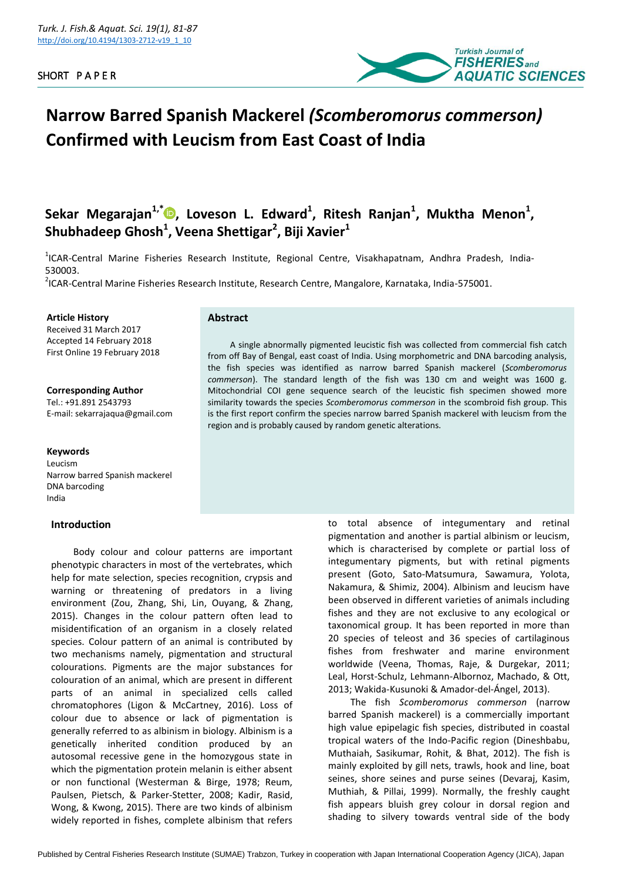SHORT PAPER

# Narrow Barred Spanish Mackerel *(Scomberomorus commerson)* Confirmed with Leucism from East Coast of India

**Sekar Megarajan[1,*], Loveson L. Edward[1], Ritesh Ranjan[1], Muktha Menon[1], Shubhadeep Ghosh[1], Veena Shettigar[2], Biji Xavier[1]**

[1]ICAR-Central Marine Fisheries Research Institute, Regional Centre, Visakhapatnam, Andhra Pradesh, India-530003.

[2]ICAR-Central Marine Fisheries Research Institute, Research Centre, Mangalore, Karnataka, India-575001.

**Article History**
Received 31 March 2017
Accepted 14 February 2018
First Online 19 February 2018

**Corresponding Author**
Tel.: +91.891 2543793
E-mail: sekarrajaqua@gmail.com

**Keywords**
Leucism
Narrow barred Spanish mackerel
DNA barcoding
India

## Abstract

A single abnormally pigmented leucistic fish was collected from commercial fish catch from off Bay of Bengal, east coast of India. Using morphometric and DNA barcoding analysis, the fish species was identified as narrow barred Spanish mackerel (*Scomberomorus commerson*). The standard length of the fish was 130 cm and weight was 1600 g. Mitochondrial COI gene sequence search of the leucistic fish specimen showed more similarity towards the species *Scomberomorus commerson* in the scombroid fish group. This is the first report confirm the species narrow barred Spanish mackerel with leucism from the region and is probably caused by random genetic alterations.

## Introduction

Body colour and colour patterns are important phenotypic characters in most of the vertebrates, which help for mate selection, species recognition, crypsis and warning or threatening of predators in a living environment (Zou, Zhang, Shi, Lin, Ouyang, & Zhang, 2015). Changes in the colour pattern often lead to misidentification of an organism in a closely related species. Colour pattern of an animal is contributed by two mechanisms namely, pigmentation and structural colourations. Pigments are the major substances for colouration of an animal, which are present in different parts of an animal in specialized cells called chromatophores (Ligon & McCartney, 2016). Loss of colour due to absence or lack of pigmentation is generally referred to as albinism in biology. Albinism is a genetically inherited condition produced by an autosomal recessive gene in the homozygous state in which the pigmentation protein melanin is either absent or non functional (Westerman & Birge, 1978; Reum, Paulsen, Pietsch, & Parker-Stetter, 2008; Kadir, Rasid, Wong, & Kwong, 2015). There are two kinds of albinism widely reported in fishes, complete albinism that refers to total absence of integumentary and retinal pigmentation and another is partial albinism or leucism, which is characterised by complete or partial loss of integumentary pigments, but with retinal pigments present (Goto, Sato-Matsumura, Sawamura, Yolota, Nakamura, & Shimiz, 2004). Albinism and leucism have been observed in different varieties of animals including fishes and they are not exclusive to any ecological or taxonomical group. It has been reported in more than 20 species of teleost and 36 species of cartilaginous fishes from freshwater and marine environment worldwide (Veena, Thomas, Raje, & Durgekar, 2011; Leal, Horst-Schulz, Lehmann-Albornoz, Machado, & Ott, 2013; Wakida-Kusunoki & Amador-del-Ángel, 2013).

The fish *Scomberomorus commerson* (narrow barred Spanish mackerel) is a commercially important high value epipelagic fish species, distributed in coastal tropical waters of the Indo-Pacific region (Dineshbabu, Muthaiah, Sasikumar, Rohit, & Bhat, 2012). The fish is mainly exploited by gill nets, trawls, hook and line, boat seines, shore seines and purse seines (Devaraj, Kasim, Muthiah, & Pillai, 1999). Normally, the freshly caught fish appears bluish grey colour in dorsal region and shading to silvery towards ventral side of the body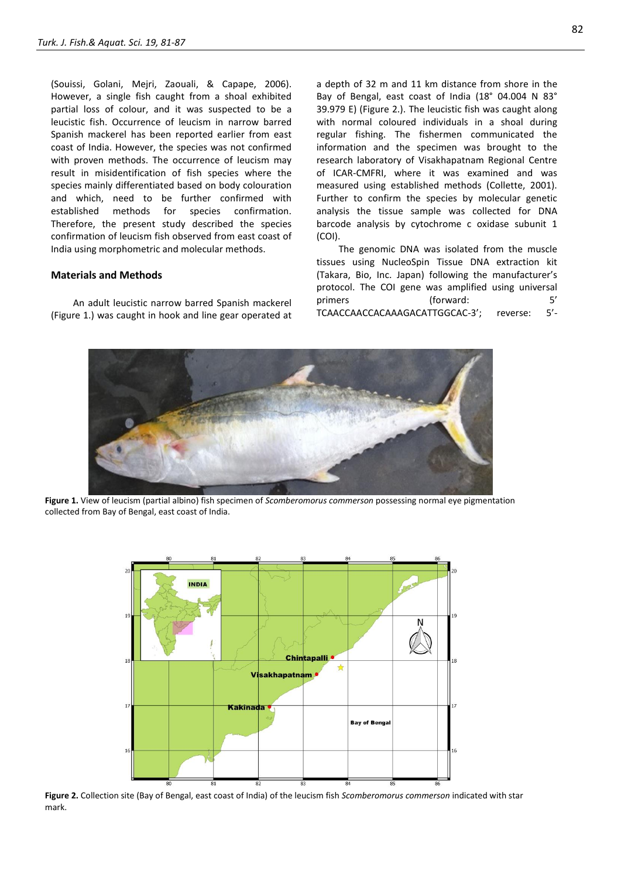(Souissi, Golani, Mejri, Zaouali, & Capape, 2006). However, a single fish caught from a shoal exhibited partial loss of colour, and it was suspected to be a leucistic fish. Occurrence of leucism in narrow barred Spanish mackerel has been reported earlier from east coast of India. However, the species was not confirmed with proven methods. The occurrence of leucism may result in misidentification of fish species where the species mainly differentiated based on body colouration and which, need to be further confirmed with established methods for species confirmation. Therefore, the present study described the species confirmation of leucism fish observed from east coast of India using morphometric and molecular methods.

## Materials and Methods

An adult leucistic narrow barred Spanish mackerel (Figure 1.) was caught in hook and line gear operated at a depth of 32 m and 11 km distance from shore in the Bay of Bengal, east coast of India (18° 04.004 N 83° 39.979 E) (Figure 2.). The leucistic fish was caught along with normal coloured individuals in a shoal during regular fishing. The fishermen communicated the information and the specimen was brought to the research laboratory of Visakhapatnam Regional Centre of ICAR-CMFRI, where it was examined and was measured using established methods (Collette, 2001). Further to confirm the species by molecular genetic analysis the tissue sample was collected for DNA barcode analysis by cytochrome c oxidase subunit 1 (COI).

The genomic DNA was isolated from the muscle tissues using NucleoSpin Tissue DNA extraction kit (Takara, Bio, Inc. Japan) following the manufacturer's protocol. The COI gene was amplified using universal primers (forward: 5' TCAACCAACCACAAAGACATTGGCAC-3'; reverse: 5'-

**Figure 1.** View of leucism (partial albino) fish specimen of *Scomberomorus commerson* possessing normal eye pigmentation collected from Bay of Bengal, east coast of India.

**Figure 2.** Collection site (Bay of Bengal, east coast of India) of the leucism fish *Scomberomorus commerson* indicated with star mark.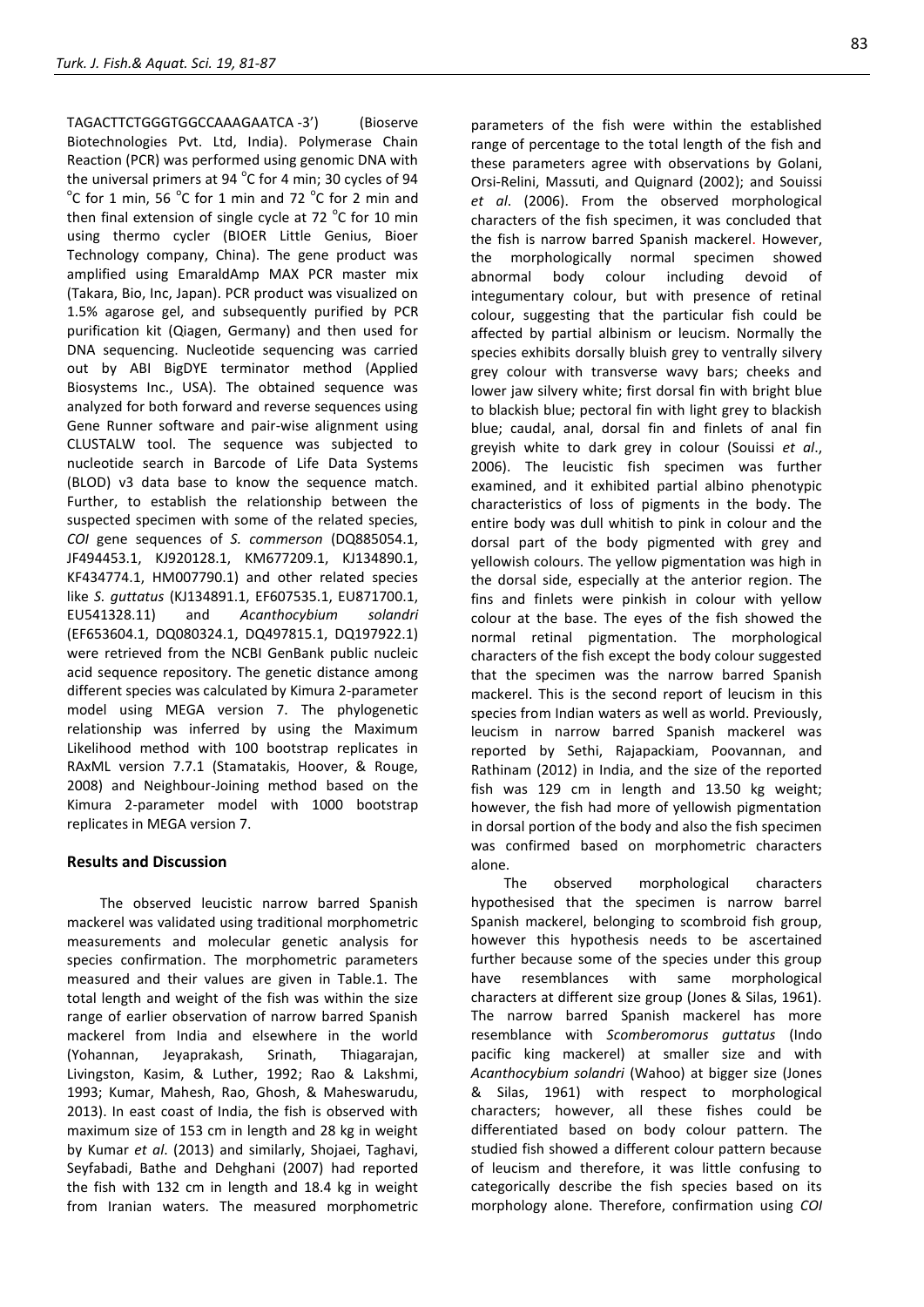TAGACTTCTGGGTGGCCAAAGAATCA -3') (Bioserve Biotechnologies Pvt. Ltd, India). Polymerase Chain Reaction (PCR) was performed using genomic DNA with the universal primers at 94 °C for 4 min; 30 cycles of 94 °C for 1 min, 56 °C for 1 min and 72 °C for 2 min and then final extension of single cycle at 72 °C for 10 min using thermo cycler (BIOER Little Genius, Bioer Technology company, China). The gene product was amplified using EmaraldAmp MAX PCR master mix (Takara, Bio, Inc, Japan). PCR product was visualized on 1.5% agarose gel, and subsequently purified by PCR purification kit (Qiagen, Germany) and then used for DNA sequencing. Nucleotide sequencing was carried out by ABI BigDYE terminator method (Applied Biosystems Inc., USA). The obtained sequence was analyzed for both forward and reverse sequences using Gene Runner software and pair-wise alignment using CLUSTALW tool. The sequence was subjected to nucleotide search in Barcode of Life Data Systems (BLOD) v3 data base to know the sequence match. Further, to establish the relationship between the suspected specimen with some of the related species, *COI* gene sequences of *S. commerson* (DQ885054.1, JF494453.1, KJ920128.1, KM677209.1, KJ134890.1, KF434774.1, HM007790.1) and other related species like *S. guttatus* (KJ134891.1, EF607535.1, EU871700.1, EU541328.11) and *Acanthocybium solandri* (EF653604.1, DQ080324.1, DQ497815.1, DQ197922.1) were retrieved from the NCBI GenBank public nucleic acid sequence repository. The genetic distance among different species was calculated by Kimura 2-parameter model using MEGA version 7. The phylogenetic relationship was inferred by using the Maximum Likelihood method with 100 bootstrap replicates in RAxML version 7.7.1 (Stamatakis, Hoover, & Rouge, 2008) and Neighbour-Joining method based on the Kimura 2-parameter model with 1000 bootstrap replicates in MEGA version 7.

## Results and Discussion

The observed leucistic narrow barred Spanish mackerel was validated using traditional morphometric measurements and molecular genetic analysis for species confirmation. The morphometric parameters measured and their values are given in Table.1. The total length and weight of the fish was within the size range of earlier observation of narrow barred Spanish mackerel from India and elsewhere in the world (Yohannan, Jeyaprakash, Srinath, Thiagarajan, Livingston, Kasim, & Luther, 1992; Rao & Lakshmi, 1993; Kumar, Mahesh, Rao, Ghosh, & Maheswarudu, 2013). In east coast of India, the fish is observed with maximum size of 153 cm in length and 28 kg in weight by Kumar *et al*. (2013) and similarly, Shojaei, Taghavi, Seyfabadi, Bathe and Dehghani (2007) had reported the fish with 132 cm in length and 18.4 kg in weight from Iranian waters. The measured morphometric parameters of the fish were within the established range of percentage to the total length of the fish and these parameters agree with observations by Golani, Orsi-Relini, Massuti, and Quignard (2002); and Souissi *et al*. (2006). From the observed morphological characters of the fish specimen, it was concluded that the fish is narrow barred Spanish mackerel. However, the morphologically normal specimen showed abnormal body colour including devoid of integumentary colour, but with presence of retinal colour, suggesting that the particular fish could be affected by partial albinism or leucism. Normally the species exhibits dorsally bluish grey to ventrally silvery grey colour with transverse wavy bars; cheeks and lower jaw silvery white; first dorsal fin with bright blue to blackish blue; pectoral fin with light grey to blackish blue; caudal, anal, dorsal fin and finlets of anal fin greyish white to dark grey in colour (Souissi *et al*., 2006). The leucistic fish specimen was further examined, and it exhibited partial albino phenotypic characteristics of loss of pigments in the body. The entire body was dull whitish to pink in colour and the dorsal part of the body pigmented with grey and yellowish colours. The yellow pigmentation was high in the dorsal side, especially at the anterior region. The fins and finlets were pinkish in colour with yellow colour at the base. The eyes of the fish showed the normal retinal pigmentation. The morphological characters of the fish except the body colour suggested that the specimen was the narrow barred Spanish mackerel. This is the second report of leucism in this species from Indian waters as well as world. Previously, leucism in narrow barred Spanish mackerel was reported by Sethi, Rajapackiam, Poovannan, and Rathinam (2012) in India, and the size of the reported fish was 129 cm in length and 13.50 kg weight; however, the fish had more of yellowish pigmentation in dorsal portion of the body and also the fish specimen was confirmed based on morphometric characters alone.

The observed morphological characters hypothesised that the specimen is narrow barrel Spanish mackerel, belonging to scombroid fish group, however this hypothesis needs to be ascertained further because some of the species under this group have resemblances with same morphological characters at different size group (Jones & Silas, 1961). The narrow barred Spanish mackerel has more resemblance with *Scomberomorus guttatus* (Indo pacific king mackerel) at smaller size and with *Acanthocybium solandri* (Wahoo) at bigger size (Jones & Silas, 1961) with respect to morphological characters; however, all these fishes could be differentiated based on body colour pattern. The studied fish showed a different colour pattern because of leucism and therefore, it was little confusing to categorically describe the fish species based on its morphology alone. Therefore, confirmation using *COI*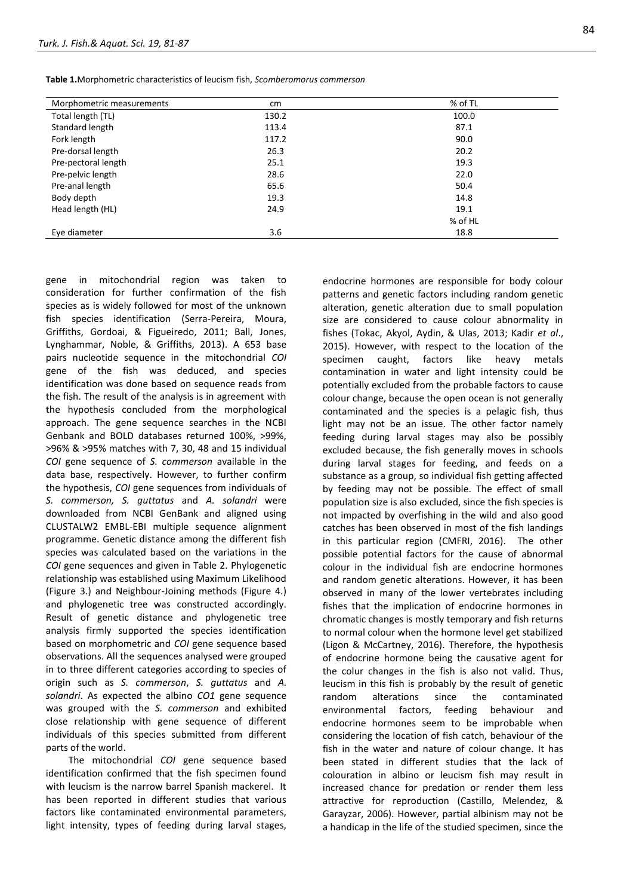**Table 1.** Morphometric characteristics of leucism fish, *Scomberomorus commerson*

| Morphometric measurements | cm | % of TL |
|---|---|---|
| Total length (TL) | 130.2 | 100.0 |
| Standard length | 113.4 | 87.1 |
| Fork length | 117.2 | 90.0 |
| Pre-dorsal length | 26.3 | 20.2 |
| Pre-pectoral length | 25.1 | 19.3 |
| Pre-pelvic length | 28.6 | 22.0 |
| Pre-anal length | 65.6 | 50.4 |
| Body depth | 19.3 | 14.8 |
| Head length (HL) | 24.9 | 19.1 |
| | | % of HL |
| Eye diameter | 3.6 | 18.8 |

gene in mitochondrial region was taken to consideration for further confirmation of the fish species as is widely followed for most of the unknown fish species identification (Serra-Pereira, Moura, Griffiths, Gordoai, & Figueiredo, 2011; Ball, Jones, Lynghammar, Noble, & Griffiths, 2013). A 653 base pairs nucleotide sequence in the mitochondrial *COI* gene of the fish was deduced, and species identification was done based on sequence reads from the fish. The result of the analysis is in agreement with the hypothesis concluded from the morphological approach. The gene sequence searches in the NCBI Genbank and BOLD databases returned 100%, >99%, >96% & >95% matches with 7, 30, 48 and 15 individual *COI* gene sequence of *S. commerson* available in the data base, respectively. However, to further confirm the hypothesis, *COI* gene sequences from individuals of *S. commerson, S. guttatus* and *A. solandri* were downloaded from NCBI GenBank and aligned using CLUSTALW2 EMBL-EBI multiple sequence alignment programme. Genetic distance among the different fish species was calculated based on the variations in the *COI* gene sequences and given in Table 2. Phylogenetic relationship was established using Maximum Likelihood (Figure 3.) and Neighbour-Joining methods (Figure 4.) and phylogenetic tree was constructed accordingly. Result of genetic distance and phylogenetic tree analysis firmly supported the species identification based on morphometric and *COI* gene sequence based observations. All the sequences analysed were grouped in to three different categories according to species of origin such as *S. commerson*, *S. guttatus* and *A. solandri*. As expected the albino *CO1* gene sequence was grouped with the *S. commerson* and exhibited close relationship with gene sequence of different individuals of this species submitted from different parts of the world.

The mitochondrial *COI* gene sequence based identification confirmed that the fish specimen found with leucism is the narrow barrel Spanish mackerel. It has been reported in different studies that various factors like contaminated environmental parameters, light intensity, types of feeding during larval stages, endocrine hormones are responsible for body colour patterns and genetic factors including random genetic alteration, genetic alteration due to small population size are considered to cause colour abnormality in fishes (Tokac, Akyol, Aydin, & Ulas, 2013; Kadir *et al*., 2015). However, with respect to the location of the specimen caught, factors like heavy metals contamination in water and light intensity could be potentially excluded from the probable factors to cause colour change, because the open ocean is not generally contaminated and the species is a pelagic fish, thus light may not be an issue. The other factor namely feeding during larval stages may also be possibly excluded because, the fish generally moves in schools during larval stages for feeding, and feeds on a substance as a group, so individual fish getting affected by feeding may not be possible. The effect of small population size is also excluded, since the fish species is not impacted by overfishing in the wild and also good catches has been observed in most of the fish landings in this particular region (CMFRI, 2016). The other possible potential factors for the cause of abnormal colour in the individual fish are endocrine hormones and random genetic alterations. However, it has been observed in many of the lower vertebrates including fishes that the implication of endocrine hormones in chromatic changes is mostly temporary and fish returns to normal colour when the hormone level get stabilized (Ligon & McCartney, 2016). Therefore, the hypothesis of endocrine hormone being the causative agent for the colur changes in the fish is also not valid. Thus, leucism in this fish is probably by the result of genetic random alterations since the contaminated environmental factors, feeding behaviour and endocrine hormones seem to be improbable when considering the location of fish catch, behaviour of the fish in the water and nature of colour change. It has been stated in different studies that the lack of colouration in albino or leucism fish may result in increased chance for predation or render them less attractive for reproduction (Castillo, Melendez, & Garayzar, 2006). However, partial albinism may not be a handicap in the life of the studied specimen, since the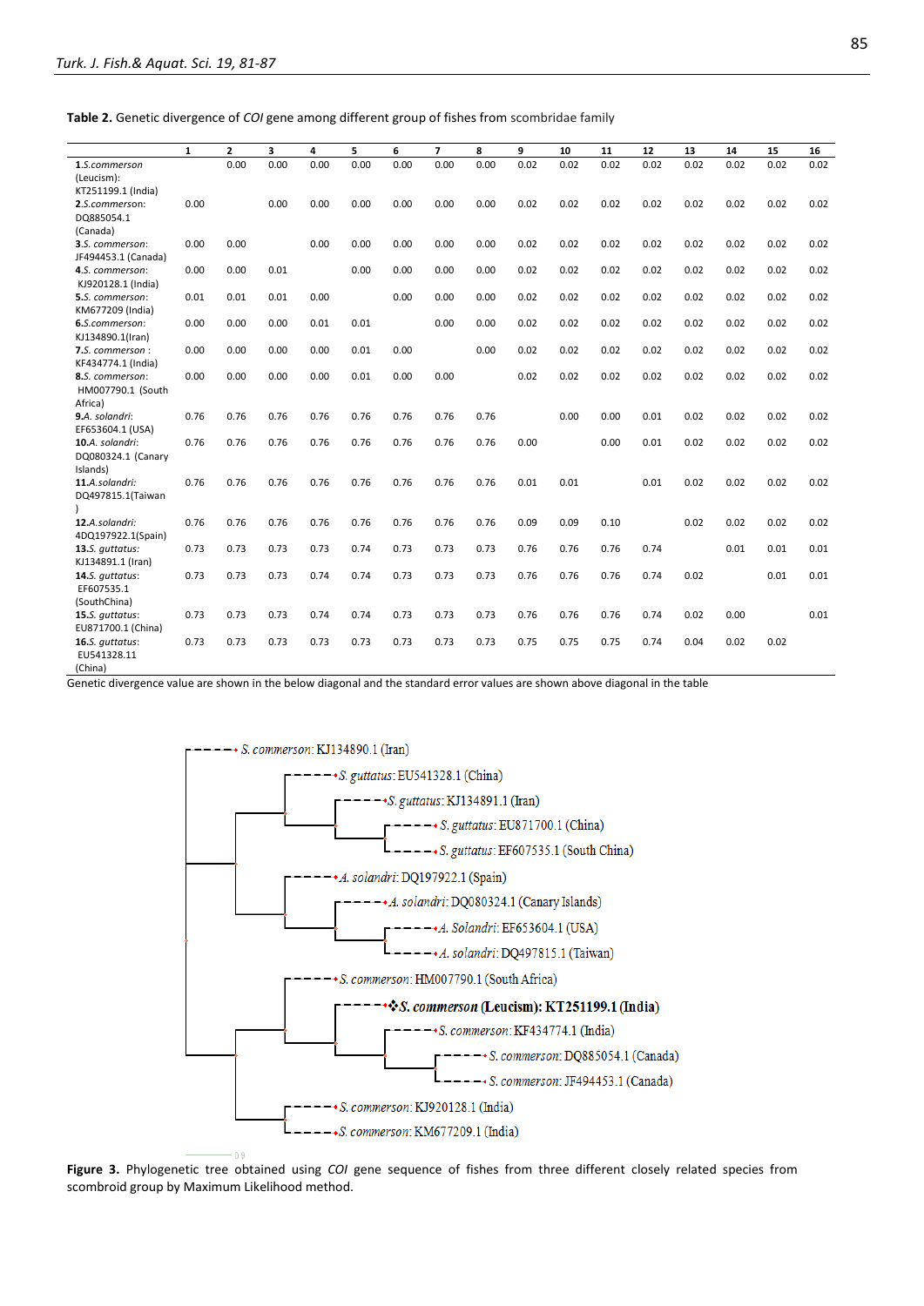**Table 2.** Genetic divergence of *COI* gene among different group of fishes from scombridae family

| | 1 | 2 | 3 | 4 | 5 | 6 | 7 | 8 | 9 | 10 | 11 | 12 | 13 | 14 | 15 | 16 |
|---|---|---|---|---|---|---|---|---|---|---|---|---|---|---|---|---|
| **1.** *S.commerson* (Leucism): KT251199.1 (India) | | 0.00 | 0.00 | 0.00 | 0.00 | 0.00 | 0.00 | 0.00 | 0.02 | 0.02 | 0.02 | 0.02 | 0.02 | 0.02 | 0.02 | 0.02 |
| **2.** *S.commerson*: DQ885054.1 (Canada) | 0.00 | | 0.00 | 0.00 | 0.00 | 0.00 | 0.00 | 0.00 | 0.02 | 0.02 | 0.02 | 0.02 | 0.02 | 0.02 | 0.02 | 0.02 |
| **3.** *S. commerson*: JF494453.1 (Canada) | 0.00 | 0.00 | | 0.00 | 0.00 | 0.00 | 0.00 | 0.00 | 0.02 | 0.02 | 0.02 | 0.02 | 0.02 | 0.02 | 0.02 | 0.02 |
| **4.** *S. commerson*: KJ920128.1 (India) | 0.00 | 0.00 | 0.01 | | 0.00 | 0.00 | 0.00 | 0.00 | 0.02 | 0.02 | 0.02 | 0.02 | 0.02 | 0.02 | 0.02 | 0.02 |
| **5.** *S. commerson*: KM677209 (India) | 0.01 | 0.01 | 0.01 | 0.00 | | 0.00 | 0.00 | 0.00 | 0.02 | 0.02 | 0.02 | 0.02 | 0.02 | 0.02 | 0.02 | 0.02 |
| **6.** *S.commerson*: KJ134890.1(Iran) | 0.00 | 0.00 | 0.00 | 0.01 | 0.01 | | 0.00 | 0.00 | 0.02 | 0.02 | 0.02 | 0.02 | 0.02 | 0.02 | 0.02 | 0.02 |
| **7.** *S. commerson* : KF434774.1 (India) | 0.00 | 0.00 | 0.00 | 0.00 | 0.01 | 0.00 | | 0.00 | 0.02 | 0.02 | 0.02 | 0.02 | 0.02 | 0.02 | 0.02 | 0.02 |
| **8.** *S. commerson*: HM007790.1 (South Africa) | 0.00 | 0.00 | 0.00 | 0.00 | 0.01 | 0.00 | 0.00 | | 0.02 | 0.02 | 0.02 | 0.02 | 0.02 | 0.02 | 0.02 | 0.02 |
| **9.** *A. solandri*: EF653604.1 (USA) | 0.76 | 0.76 | 0.76 | 0.76 | 0.76 | 0.76 | 0.76 | 0.76 | | 0.00 | 0.00 | 0.01 | 0.02 | 0.02 | 0.02 | 0.02 |
| **10.** *A. solandri*: DQ080324.1 (Canary Islands) | 0.76 | 0.76 | 0.76 | 0.76 | 0.76 | 0.76 | 0.76 | 0.76 | 0.00 | | 0.00 | 0.01 | 0.02 | 0.02 | 0.02 | 0.02 |
| **11.** *A.solandri*: DQ497815.1(Taiwan ) | 0.76 | 0.76 | 0.76 | 0.76 | 0.76 | 0.76 | 0.76 | 0.76 | 0.01 | 0.01 | | 0.01 | 0.02 | 0.02 | 0.02 | 0.02 |
| **12.** *A.solandri*: 4DQ197922.1(Spain) | 0.76 | 0.76 | 0.76 | 0.76 | 0.76 | 0.76 | 0.76 | 0.76 | 0.09 | 0.09 | 0.10 | | 0.02 | 0.02 | 0.02 | 0.02 |
| **13.** *S. guttatus*: KJ134891.1 (Iran) | 0.73 | 0.73 | 0.73 | 0.73 | 0.74 | 0.73 | 0.73 | 0.73 | 0.76 | 0.76 | 0.76 | 0.74 | | 0.01 | 0.01 | 0.01 |
| **14.** *S. guttatus*: EF607535.1 (SouthChina) | 0.73 | 0.73 | 0.73 | 0.74 | 0.74 | 0.73 | 0.73 | 0.73 | 0.76 | 0.76 | 0.76 | 0.74 | 0.02 | | 0.01 | 0.01 |
| **15.** *S. guttatus*: EU871700.1 (China) | 0.73 | 0.73 | 0.73 | 0.74 | 0.74 | 0.73 | 0.73 | 0.73 | 0.76 | 0.76 | 0.76 | 0.74 | 0.02 | 0.00 | | 0.01 |
| **16.** *S. guttatus*: EU541328.11 (China) | 0.73 | 0.73 | 0.73 | 0.73 | 0.73 | 0.73 | 0.73 | 0.73 | 0.75 | 0.75 | 0.75 | 0.74 | 0.04 | 0.02 | 0.02 | |

Genetic divergence value are shown in the below diagonal and the standard error values are shown above diagonal in the table

**Figure 3.** Phylogenetic tree obtained using *COI* gene sequence of fishes from three different closely related species from scombroid group by Maximum Likelihood method.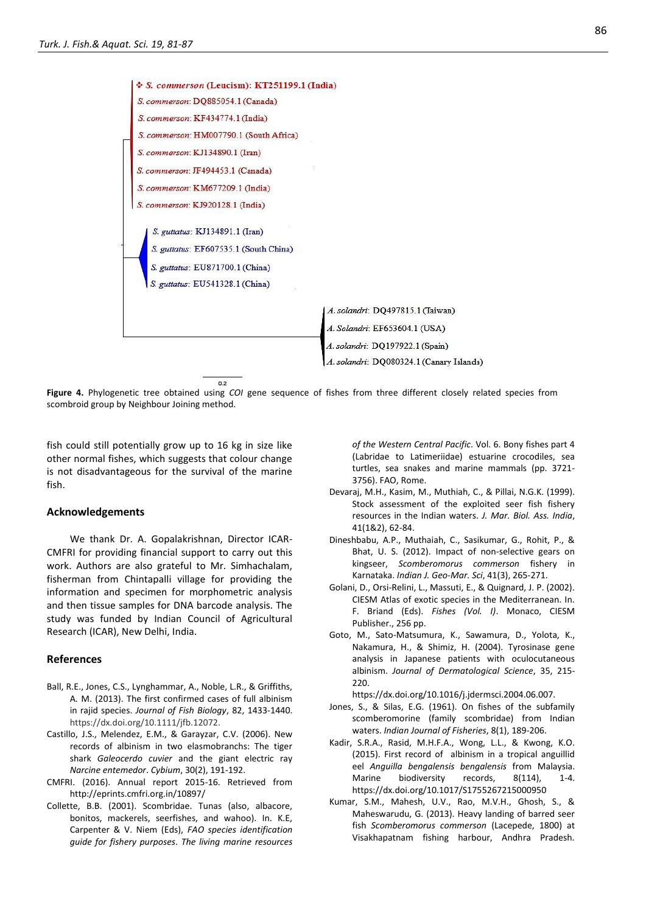❖ *S. commerson* (Leucism): KT251199.1 (India)
*S. commerson*: DQ885054.1 (Canada)
*S. commerson*: KF434774.1 (India)
*S. commerson*: HM007790.1 (South Africa)
*S. commerson*: KJ134890.1 (Iran)
*S. commerson*: JF494453.1 (Canada)
*S. commerson*: KM677209.1 (India)
*S. commerson*: KJ920128.1 (India)
*S. guttatus*: KJ134891.1 (Iran)
*S. guttatus*: EF607535.1 (South China)
*S. guttatus*: EU871700.1 (China)
*S. guttatus*: EU541328.1 (China)
*A. solandri*: DQ497815.1 (Taiwan)
*A. Solandri*: EF653604.1 (USA)
*A. solandri*: DQ197922.1 (Spain)
*A. solandri*: DQ080324.1 (Canary Islands)
0.2

**Figure 4.** Phylogenetic tree obtained using *COI* gene sequence of fishes from three different closely related species from scombroid group by Neighbour Joining method.

fish could still potentially grow up to 16 kg in size like other normal fishes, which suggests that colour change is not disadvantageous for the survival of the marine fish.

## Acknowledgements

We thank Dr. A. Gopalakrishnan, Director ICAR-CMFRI for providing financial support to carry out this work. Authors are also grateful to Mr. Simhachalam, fisherman from Chintapalli village for providing the information and specimen for morphometric analysis and then tissue samples for DNA barcode analysis. The study was funded by Indian Council of Agricultural Research (ICAR), New Delhi, India.

## References

Ball, R.E., Jones, C.S., Lynghammar, A., Noble, L.R., & Griffiths, A. M. (2013). The first confirmed cases of full albinism in rajid species. *Journal of Fish Biology*, 82, 1433-1440. https://doi.org/10.1111/jfb.12072.

Castillo, J.S., Melendez, E.M., & Garayzar, C.V. (2006). New records of albinism in two elasmobranchs: The tiger shark *Galeocerdo cuvier* and the giant electric ray *Narcine entemedor*. *Cybium*, 30(2), 191-192.

CMFRI. (2016). Annual report 2015-16. Retrieved from http://eprints.cmfri.org.in/10897/

Collette, B.B. (2001). Scombridae. Tunas (also, albacore, bonitos, mackerels, seerfishes, and wahoo). In. K.E, Carpenter & V. Niem (Eds), *FAO species identification guide for fishery purposes. The living marine resources of the Western Central Pacific*. Vol. 6. Bony fishes part 4 (Labridae to Latimeriidae) estuarine crocodiles, sea turtles, sea snakes and marine mammals (pp. 3721-3756). FAO, Rome.

Devaraj, M.H., Kasim, M., Muthiah, C., & Pillai, N.G.K. (1999). Stock assessment of the exploited seer fish fishery resources in the Indian waters. *J. Mar. Biol. Ass. India*, 41(1&2), 62-84.

Dineshbabu, A.P., Muthaiah, C., Sasikumar, G., Rohit, P., & Bhat, U. S. (2012). Impact of non-selective gears on kingseer, *Scomberomorus commerson* fishery in Karnataka. *Indian J. Geo-Mar. Sci*, 41(3), 265-271.

Golani, D., Orsi-Relini, L., Massuti, E., & Quignard, J. P. (2002). CIESM Atlas of exotic species in the Mediterranean. In. F. Briand (Eds). *Fishes (Vol. I)*. Monaco, CIESM Publisher., 256 pp.

Goto, M., Sato-Matsumura, K., Sawamura, D., Yolota, K., Nakamura, H., & Shimiz, H. (2004). Tyrosinase gene analysis in Japanese patients with oculocutaneous albinism. *Journal of Dermatological Science*, 35, 215-220. https://doi.org/10.1016/j.jdermsci.2004.06.007.

Jones, S., & Silas, E.G. (1961). On fishes of the subfamily scomberomorine (family scombridae) from Indian waters. *Indian Journal of Fisheries*, 8(1), 189-206.

Kadir, S.R.A., Rasid, M.H.F.A., Wong, L.L., & Kwong, K.O. (2015). First record of albinism in a tropical anguillid eel *Anguilla bengalensis bengalensis* from Malaysia. Marine biodiversity records, 8(114), 1-4. https://dx.doi.org/10.1017/S1755267215000950

Kumar, S.M., Mahesh, U.V., Rao, M.V.H., Ghosh, S., & Maheswarudu, G. (2013). Heavy landing of barred seer fish *Scomberomorus commerson* (Lacepede, 1800) at Visakhapatnam fishing harbour, Andhra Pradesh.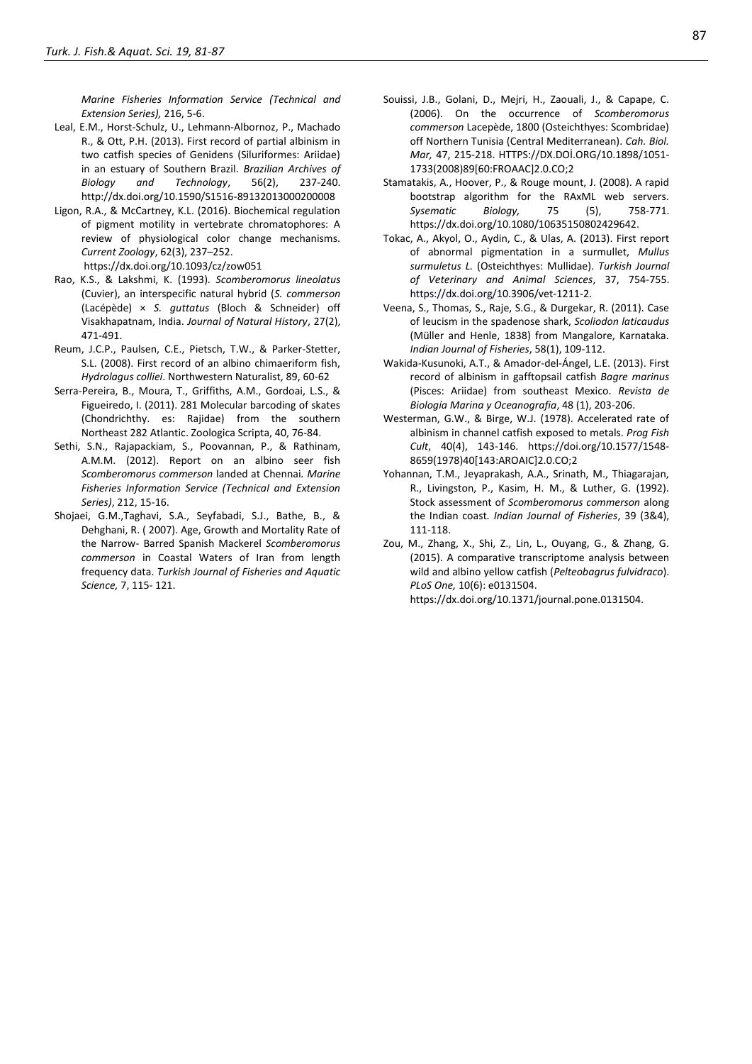*Marine Fisheries Information Service (Technical and Extension Series),* 216, 5-6.

Leal, E.M., Horst-Schulz, U., Lehmann-Albornoz, P., Machado R., & Ott, P.H. (2013). First record of partial albinism in two catfish species of Genidens (Siluriformes: Ariidae) in an estuary of Southern Brazil. *Brazilian Archives of Biology and Technology*, 56(2), 237-240. http://dx.doi.org/10.1590/S1516-89132013000200008

Ligon, R.A., & McCartney, K.L. (2016). Biochemical regulation of pigment motility in vertebrate chromatophores: A review of physiological color change mechanisms. *Current Zoology*, 62(3), 237–252. https://dx.doi.org/10.1093/cz/zow051

Rao, K.S., & Lakshmi, K. (1993). *Scomberomorus lineolatus* (Cuvier), an interspecific natural hybrid (*S. commerson* (Lacépède) × *S. guttatus* (Bloch & Schneider) off Visakhapatnam, India. *Journal of Natural History*, 27(2), 471-491.

Reum, J.C.P., Paulsen, C.E., Pietsch, T.W., & Parker-Stetter, S.L. (2008). First record of an albino chimaeriform fish, *Hydrolagus colliei*. Northwestern Naturalist, 89, 60-62

Serra-Pereira, B., Moura, T., Griffiths, A.M., Gordoai, L.S., & Figueiredo, I. (2011). 281 Molecular barcoding of skates (Chondrichthy. es: Rajidae) from the southern Northeast 282 Atlantic. Zoologica Scripta, 40, 76-84.

Sethi, S.N., Rajapackiam, S., Poovannan, P., & Rathinam, A.M.M. (2012). Report on an albino seer fish *Scomberomorus commerson* landed at Chennai*. Marine Fisheries Information Service (Technical and Extension Series)*, 212, 15-16.

Shojaei, G.M.,Taghavi, S.A., Seyfabadi, S.J., Bathe, B., & Dehghani, R. ( 2007). Age, Growth and Mortality Rate of the Narrow- Barred Spanish Mackerel *Scomberomorus commerson* in Coastal Waters of Iran from length frequency data. *Turkish Journal of Fisheries and Aquatic Science,* 7, 115- 121.

Souissi, J.B., Golani, D., Mejri, H., Zaouali, J., & Capape, C. (2006). On the occurrence of *Scomberomorus commerson* Lacepède, 1800 (Osteichthyes: Scombridae) off Northern Tunisia (Central Mediterranean). *Cah. Biol. Mar,* 47, 215-218. HTTPS://DX.DOİ.ORG/10.1898/1051-1733(2008)89[60:FROAAC]2.0.CO;2

Stamatakis, A., Hoover, P., & Rouge mount, J. (2008). A rapid bootstrap algorithm for the RAxML web servers. *Sysematic Biology,* 75 (5), 758-771. https://dx.doi.org/10.1080/10635150802429642.

Tokac, A., Akyol, O., Aydin, C., & Ulas, A. (2013). First report of abnormal pigmentation in a surmullet, *Mullus surmuletus L.* (Osteichthyes: Mullidae). *Turkish Journal of Veterinary and Animal Sciences*, 37, 754-755. https://dx.doi.org/10.3906/vet-1211-2.

Veena, S., Thomas, S., Raje, S.G., & Durgekar, R. (2011). Case of leucism in the spadenose shark, *Scoliodon laticaudus* (Müller and Henle, 1838) from Mangalore, Karnataka. *Indian Journal of Fisheries*, 58(1), 109-112.

Wakida-Kusunoki, A.T., & Amador-del-Ángel, L.E. (2013). First record of albinism in gafftopsail catfish *Bagre marinus* (Pisces: Ariidae) from southeast Mexico. *Revista de Biología Marina y Oceanografia*, 48 (1), 203-206.

Westerman, G.W., & Birge, W.J. (1978). Accelerated rate of albinism in channel catfish exposed to metals. *Prog Fish Cult*, 40(4), 143-146. https://doi.org/10.1577/1548-8659(1978)40[143:AROAIC]2.0.CO;2

Yohannan, T.M., Jeyaprakash, A.A., Srinath, M., Thiagarajan, R., Livingston, P., Kasim, H. M., & Luther, G. (1992). Stock assessment of *Scomberomorus commerson* along the Indian coast*. Indian Journal of Fisheries*, 39 (3&4), 111-118.

Zou, M., Zhang, X., Shi, Z., Lin, L., Ouyang, G., & Zhang, G. (2015). A comparative transcriptome analysis between wild and albino yellow catfish (*Pelteobagrus fulvidraco*). *PLoS One,* 10(6): e0131504. https://dx.doi.org/10.1371/journal.pone.0131504.